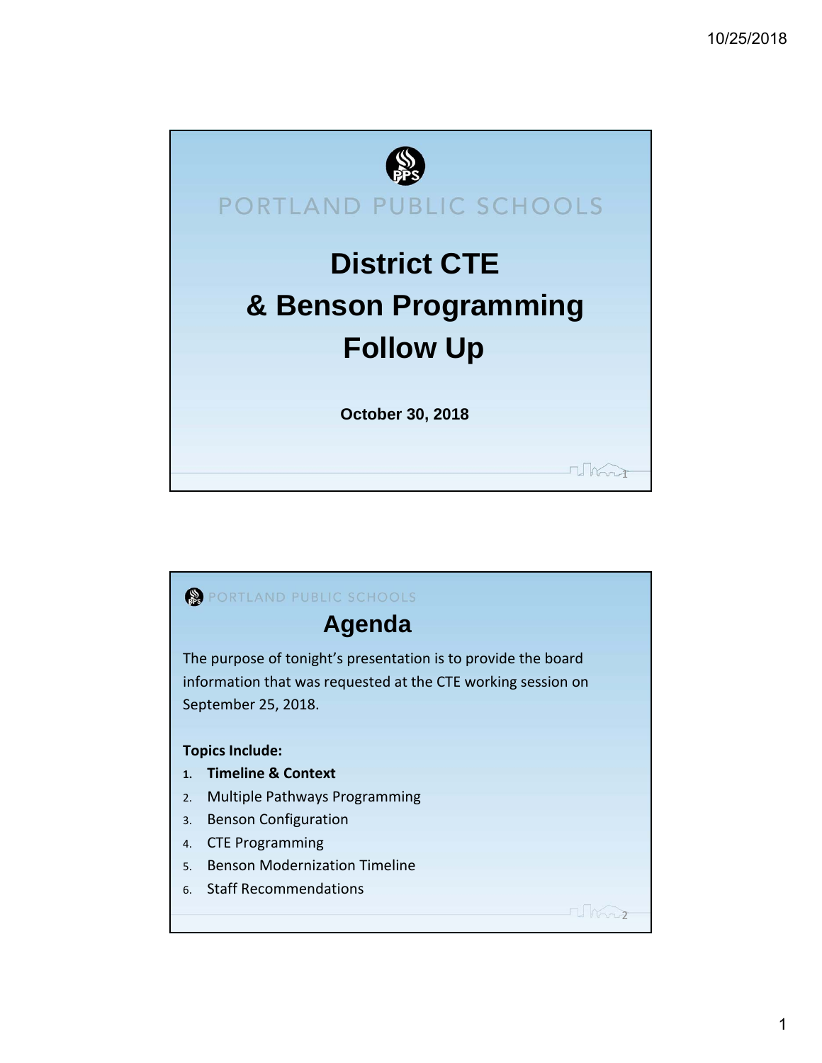PORTLAND PUBLIC SCHOOLS

# District CTE & Benson Programming Follow Up

**October 30, 2018**

PORTLAND PUBLIC SCHOOLS

## Agenda

The purpose of tonight's presentation is to provide the board information that was requested at the CTE working session on September 25, 2018.

**Topics Include:**

1. **Timeline & Context**
2. Multiple Pathways Programming
3. Benson Configuration
4. CTE Programming
5. Benson Modernization Timeline
6. Staff Recommendations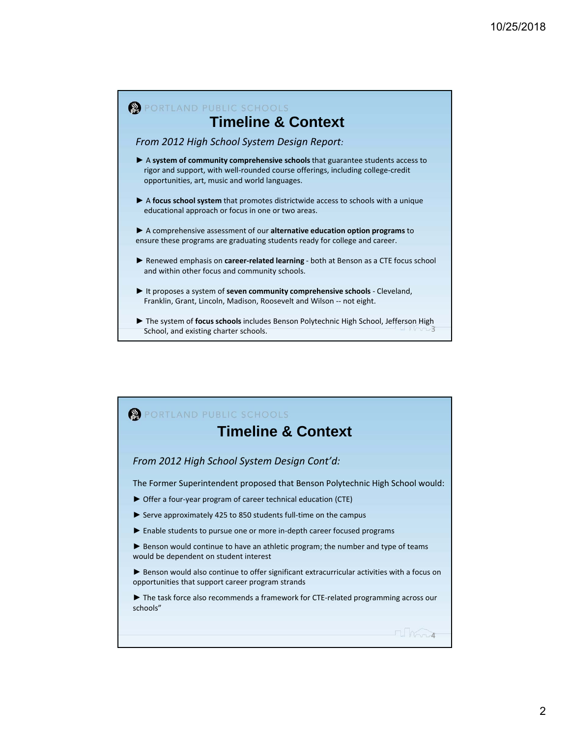PORTLAND PUBLIC SCHOOLS

## Timeline & Context

*From 2012 High School System Design Report:*

► A **system of community comprehensive schools** that guarantee students access to rigor and support, with well-rounded course offerings, including college-credit opportunities, art, music and world languages.

► A **focus school system** that promotes districtwide access to schools with a unique educational approach or focus in one or two areas.

► A comprehensive assessment of our **alternative education option programs** to ensure these programs are graduating students ready for college and career.

► Renewed emphasis on **career-related learning** - both at Benson as a CTE focus school and within other focus and community schools.

► It proposes a system of **seven community comprehensive schools** - Cleveland, Franklin, Grant, Lincoln, Madison, Roosevelt and Wilson -- not eight.

► The system of **focus schools** includes Benson Polytechnic High School, Jefferson High School, and existing charter schools.

PORTLAND PUBLIC SCHOOLS

## Timeline & Context

*From 2012 High School System Design Cont'd:*

The Former Superintendent proposed that Benson Polytechnic High School would:

► Offer a four-year program of career technical education (CTE)

► Serve approximately 425 to 850 students full-time on the campus

► Enable students to pursue one or more in-depth career focused programs

► Benson would continue to have an athletic program; the number and type of teams would be dependent on student interest

► Benson would also continue to offer significant extracurricular activities with a focus on opportunities that support career program strands

► The task force also recommends a framework for CTE-related programming across our schools"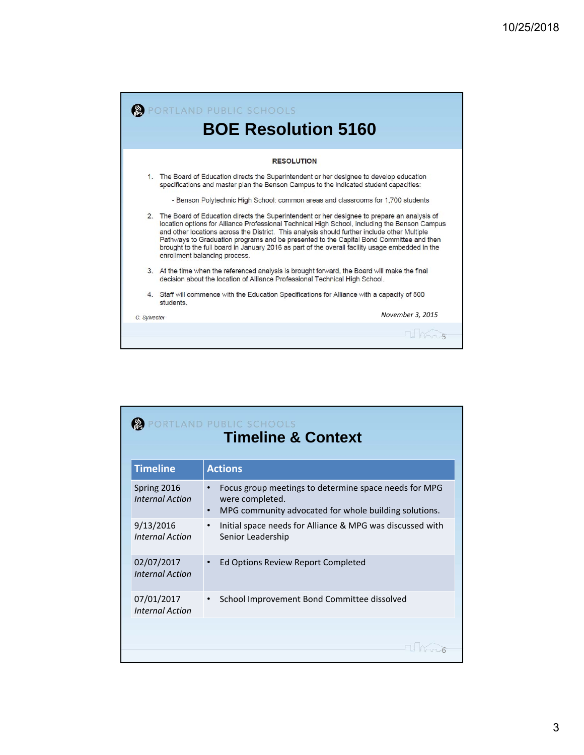PORTLAND PUBLIC SCHOOLS

## BOE Resolution 5160

**RESOLUTION**

1. The Board of Education directs the Superintendent or her designee to develop education specifications and master plan the Benson Campus to the indicated student capacities:

   - Benson Polytechnic High School: common areas and classrooms for 1,700 students

2. The Board of Education directs the Superintendent or her designee to prepare an analysis of location options for Alliance Professional Technical High School, including the Benson Campus and other locations across the District. This analysis should further include other Multiple Pathways to Graduation programs and be presented to the Capital Bond Committee and then brought to the full board in January 2016 as part of the overall facility usage embedded in the enrollment balancing process.

3. At the time when the referenced analysis is brought forward, the Board will make the final decision about the location of Alliance Professional Technical High School.

4. Staff will commence with the Education Specifications for Alliance with a capacity of 500 students.

C. Sylvester

*November 3, 2015*

PORTLAND PUBLIC SCHOOLS

## Timeline & Context

| Timeline | Actions |
|---|---|
| Spring 2016<br>*Internal Action* | • Focus group meetings to determine space needs for MPG were completed.<br>• MPG community advocated for whole building solutions. |
| 9/13/2016<br>*Internal Action* | • Initial space needs for Alliance & MPG was discussed with Senior Leadership |
| 02/07/2017<br>*Internal Action* | • Ed Options Review Report Completed |
| 07/01/2017<br>*Internal Action* | • School Improvement Bond Committee dissolved |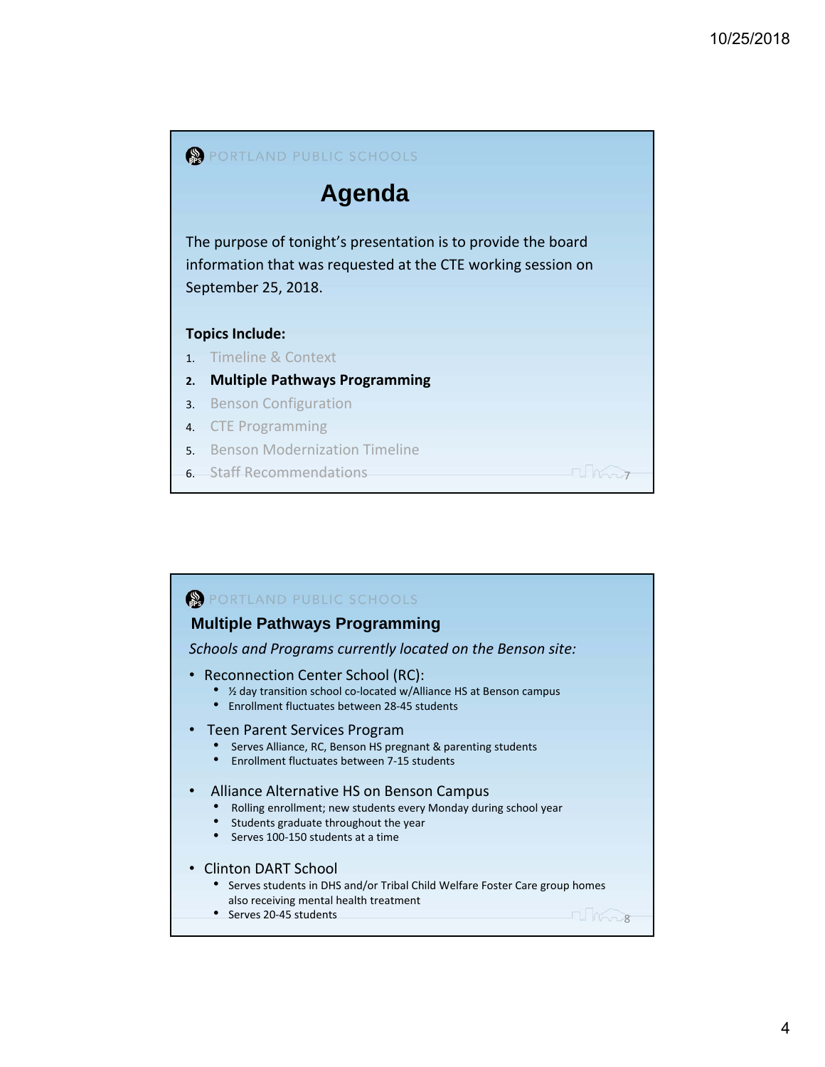PORTLAND PUBLIC SCHOOLS

## Agenda

The purpose of tonight's presentation is to provide the board information that was requested at the CTE working session on September 25, 2018.

**Topics Include:**

1. Timeline & Context
2. **Multiple Pathways Programming**
3. Benson Configuration
4. CTE Programming
5. Benson Modernization Timeline
6. Staff Recommendations

PORTLAND PUBLIC SCHOOLS

## Multiple Pathways Programming

*Schools and Programs currently located on the Benson site:*

- Reconnection Center School (RC):
  - ½ day transition school co-located w/Alliance HS at Benson campus
  - Enrollment fluctuates between 28-45 students
- Teen Parent Services Program
  - Serves Alliance, RC, Benson HS pregnant & parenting students
  - Enrollment fluctuates between 7-15 students
- Alliance Alternative HS on Benson Campus
  - Rolling enrollment; new students every Monday during school year
  - Students graduate throughout the year
  - Serves 100-150 students at a time
- Clinton DART School
  - Serves students in DHS and/or Tribal Child Welfare Foster Care group homes also receiving mental health treatment
  - Serves 20-45 students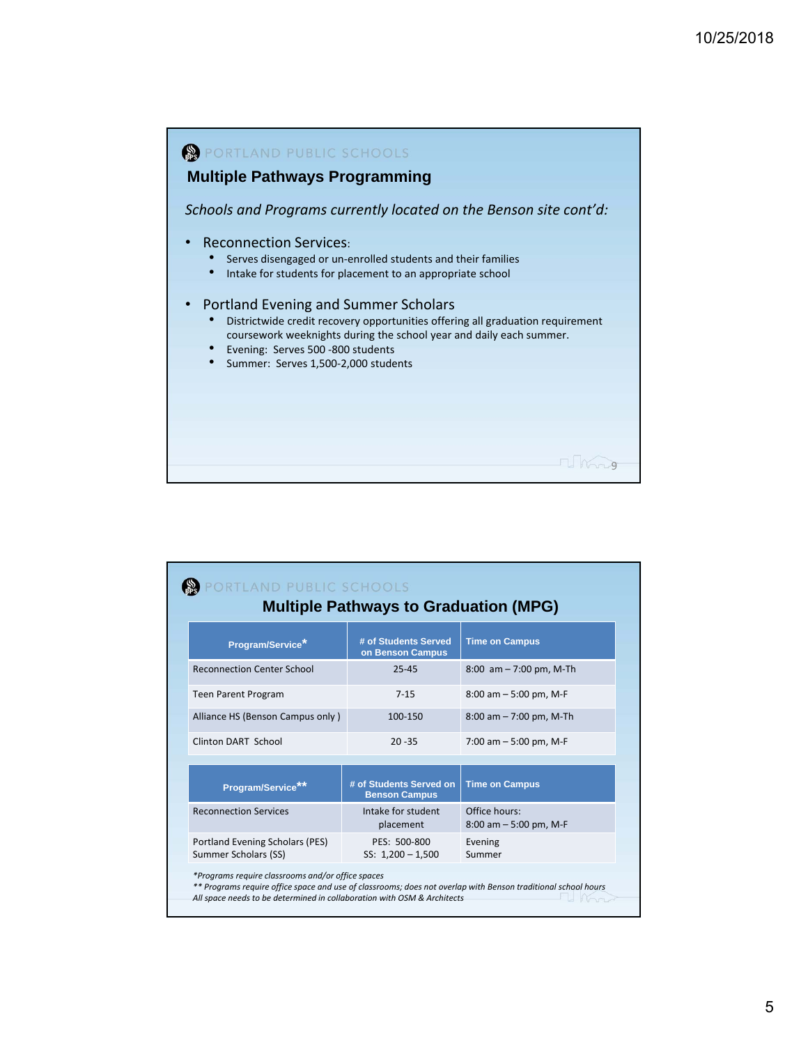PORTLAND PUBLIC SCHOOLS

## Multiple Pathways Programming

*Schools and Programs currently located on the Benson site cont'd:*

- Reconnection Services:
  - Serves disengaged or un-enrolled students and their families
  - Intake for students for placement to an appropriate school
- Portland Evening and Summer Scholars
  - Districtwide credit recovery opportunities offering all graduation requirement coursework weeknights during the school year and daily each summer.
  - Evening: Serves 500 -800 students
  - Summer: Serves 1,500-2,000 students

PORTLAND PUBLIC SCHOOLS

## Multiple Pathways to Graduation (MPG)

| Program/Service* | # of Students Served on Benson Campus | Time on Campus |
|---|---|---|
| Reconnection Center School | 25-45 | 8:00 am – 7:00 pm, M-Th |
| Teen Parent Program | 7-15 | 8:00 am – 5:00 pm, M-F |
| Alliance HS (Benson Campus only ) | 100-150 | 8:00 am – 7:00 pm, M-Th |
| Clinton DART School | 20 -35 | 7:00 am – 5:00 pm, M-F |

| Program/Service** | # of Students Served on Benson Campus | Time on Campus |
|---|---|---|
| Reconnection Services | Intake for student placement | Office hours: 8:00 am – 5:00 pm, M-F |
| Portland Evening Scholars (PES) Summer Scholars (SS) | PES: 500-800 SS: 1,200 – 1,500 | Evening Summer |

*\*Programs require classrooms and/or office spaces*
*\*\* Programs require office space and use of classrooms; does not overlap with Benson traditional school hours*
*All space needs to be determined in collaboration with OSM & Architects*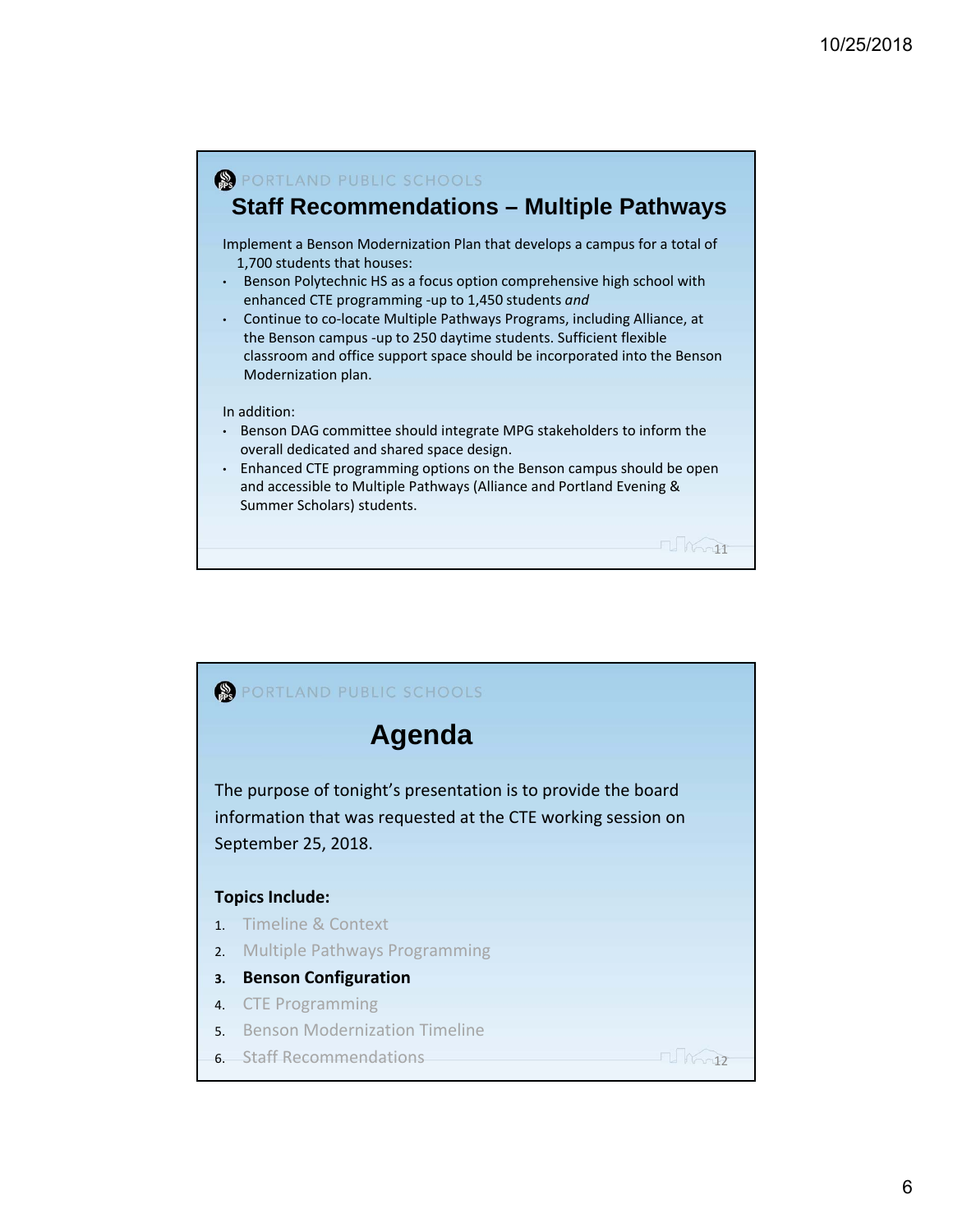PORTLAND PUBLIC SCHOOLS

## Staff Recommendations – Multiple Pathways

Implement a Benson Modernization Plan that develops a campus for a total of 1,700 students that houses:

- Benson Polytechnic HS as a focus option comprehensive high school with enhanced CTE programming -up to 1,450 students *and*
- Continue to co-locate Multiple Pathways Programs, including Alliance, at the Benson campus -up to 250 daytime students. Sufficient flexible classroom and office support space should be incorporated into the Benson Modernization plan.

In addition:

- Benson DAG committee should integrate MPG stakeholders to inform the overall dedicated and shared space design.
- Enhanced CTE programming options on the Benson campus should be open and accessible to Multiple Pathways (Alliance and Portland Evening & Summer Scholars) students.

PORTLAND PUBLIC SCHOOLS

## Agenda

The purpose of tonight's presentation is to provide the board information that was requested at the CTE working session on September 25, 2018.

**Topics Include:**

1. Timeline & Context
2. Multiple Pathways Programming
3. **Benson Configuration**
4. CTE Programming
5. Benson Modernization Timeline
6. Staff Recommendations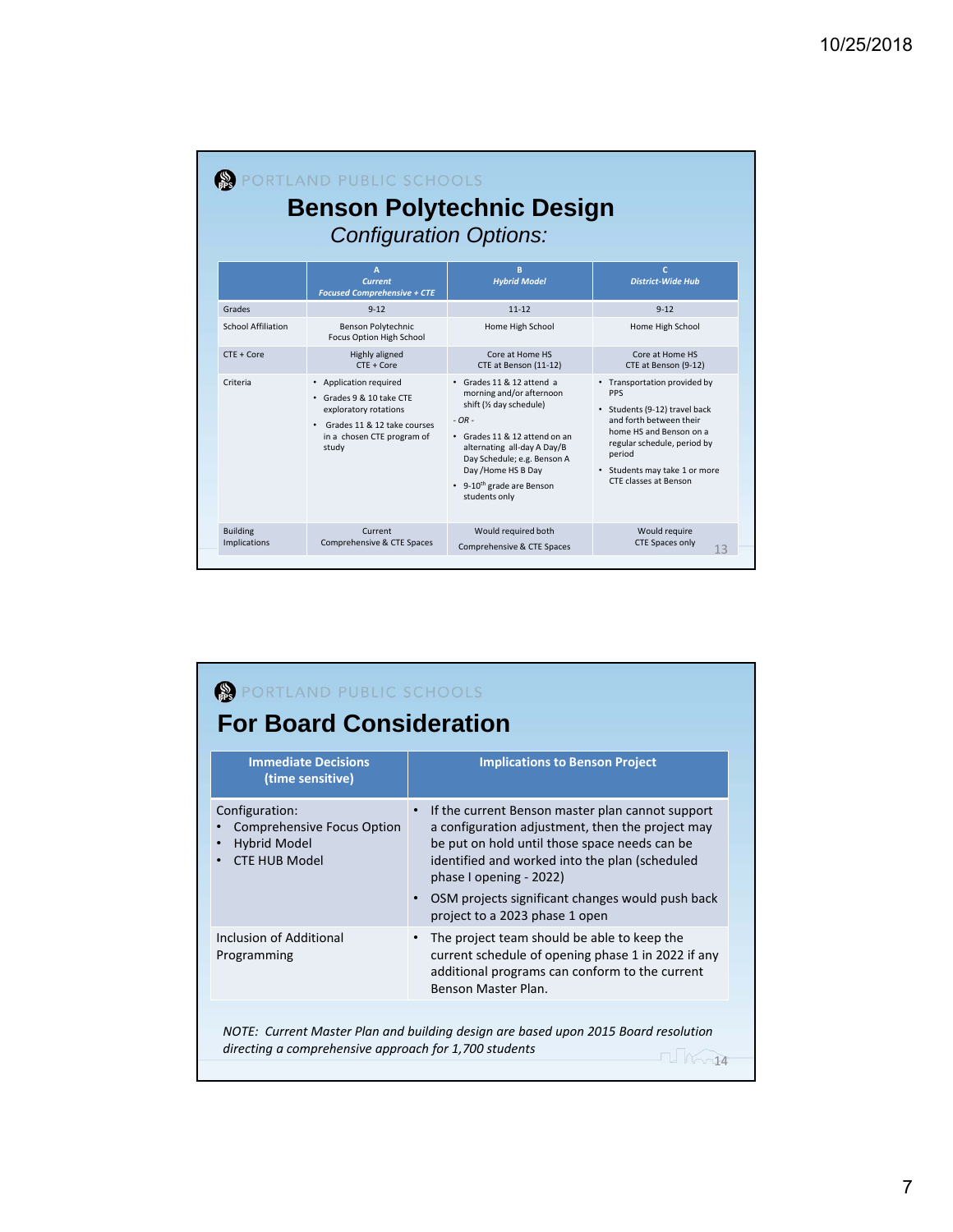PORTLAND PUBLIC SCHOOLS

# Benson Polytechnic Design

*Configuration Options:*

| | A *Current Focused Comprehensive + CTE* | B *Hybrid Model* | C *District-Wide Hub* |
|---|---|---|---|
| Grades | 9-12 | 11-12 | 9-12 |
| School Affiliation | Benson Polytechnic Focus Option High School | Home High School | Home High School |
| CTE + Core | Highly aligned CTE + Core | Core at Home HS CTE at Benson (11-12) | Core at Home HS CTE at Benson (9-12) |
| Criteria | • Application required<br>• Grades 9 & 10 take CTE exploratory rotations<br>• Grades 11 & 12 take courses in a chosen CTE program of study | • Grades 11 & 12 attend a morning and/or afternoon shift (½ day schedule)<br>*- OR -*<br>• Grades 11 & 12 attend on an alternating all-day A Day/B Day Schedule; e.g. Benson A Day /Home HS B Day<br>• 9-10th grade are Benson students only | • Transportation provided by PPS<br>• Students (9-12) travel back and forth between their home HS and Benson on a regular schedule, period by period<br>• Students may take 1 or more CTE classes at Benson |
| Building Implications | Current Comprehensive & CTE Spaces | Would required both Comprehensive & CTE Spaces | Would require CTE Spaces only |

PORTLAND PUBLIC SCHOOLS

# For Board Consideration

| Immediate Decisions (time sensitive) | Implications to Benson Project |
|---|---|
| Configuration:<br>• Comprehensive Focus Option<br>• Hybrid Model<br>• CTE HUB Model | • If the current Benson master plan cannot support a configuration adjustment, then the project may be put on hold until those space needs can be identified and worked into the plan (scheduled phase I opening - 2022)<br>• OSM projects significant changes would push back project to a 2023 phase 1 open |
| Inclusion of Additional Programming | • The project team should be able to keep the current schedule of opening phase 1 in 2022 if any additional programs can conform to the current Benson Master Plan. |

*NOTE: Current Master Plan and building design are based upon 2015 Board resolution directing a comprehensive approach for 1,700 students*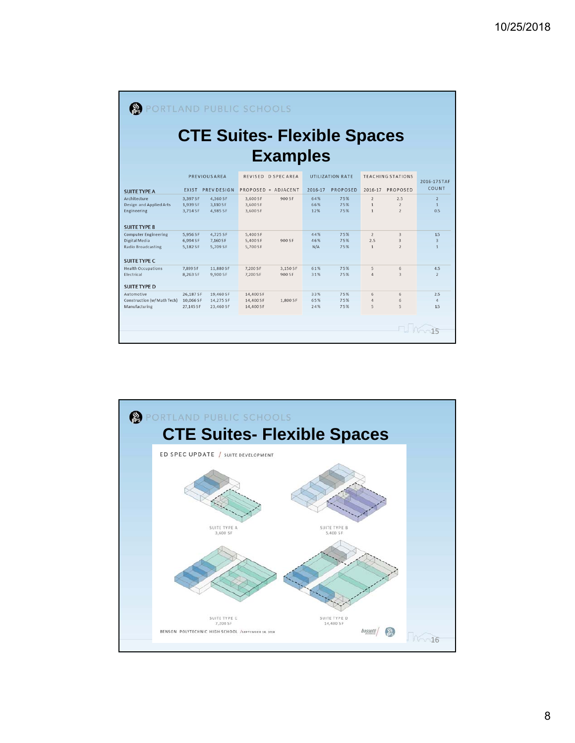PORTLAND PUBLIC SCHOOLS

# CTE Suites- Flexible Spaces Examples

| | PREVIOUS AREA | | REVISED ED SPEC AREA | | UTILIZATION RATE | | TEACHING STATIONS | | 2016-17 STAFF COUNT |
|---|---|---|---|---|---|---|---|---|---|
| **SUITE TYPE A** | EXIST | PREV DESIGN | PROPOSED | + ADJACENT | 2016-17 | PROPOSED | 2016-17 | PROPOSED | |
| Architecture | 3,397 SF | 4,360 SF | 3,600 SF | 900 SF | 64% | 75% | 2 | 2.5 | 2 |
| Design and Applied Arts | 1,939 SF | 3,110 SF | 3,600 SF | | 66% | 75% | 1 | 2 | 1 |
| Engineering | 3,714 SF | 4,985 SF | 3,600 SF | | 12% | 75% | 1 | 2 | 0.5 |
| **SUITE TYPE B** | | | | | | | | | |
| Computer Engineering | 5,956 SF | 4,725 SF | 5,400 SF | | 44% | 75% | 2 | 3 | 1.5 |
| Digital Media | 6,994 SF | 7,160 SF | 5,400 SF | 900 SF | 46% | 75% | 2.5 | 3 | 3 |
| Radio Broadcasting | 5,182 SF | 5,709 SF | 5,700 SF | | N/A | 75% | 1 | 2 | 1 |
| **SUITE TYPE C** | | | | | | | | | |
| Health Occupations | 7,899 SF | 11,880 SF | 7,200 SF | 3,150 SF | 61% | 75% | 5 | 6 | 4.5 |
| Electrical | 8,263 SF | 9,900 SF | 7,200 SF | 900 SF | 31% | 75% | 4 | 3 | 2 |
| **SUITE TYPE D** | | | | | | | | | |
| Automotive | 26,187 SF | 19,460 SF | 14,400 SF | | 33% | 75% | 6 | 6 | 2.5 |
| Construction (w/ Math Tech) | 10,066 SF | 14,275 SF | 14,400 SF | 1,800 SF | 65% | 75% | 4 | 6 | 4 |
| Manufacturing | 27,145 SF | 23,460 SF | 14,400 SF | | 24% | 75% | 5 | 5 | 1.5 |

PORTLAND PUBLIC SCHOOLS

# CTE Suites- Flexible Spaces

ED SPEC UPDATE / SUITE DEVELOPMENT

SUITE TYPE A
3,600 SF

SUITE TYPE B
5,400 SF

SUITE TYPE C
7,200 SF

SUITE TYPE D
14,400 SF

BENSON POLYTECHNIC HIGH SCHOOL / SEPTEMBER 18, 2018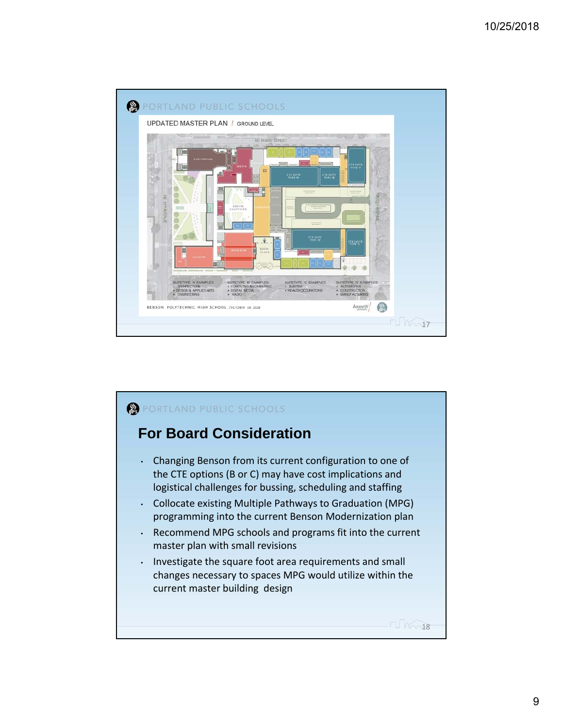PORTLAND PUBLIC SCHOOLS

UPDATED MASTER PLAN / GROUND LEVEL

SUITETYPE 'A' EXAMPLES
- ARCHITECTURE
- DESIGN & APPLIED ARTS
- ENGINEERING

SUITETYPE 'B' EXAMPLES
- COMPUTER ENGINEERING
- DIGITAL MEDIA
- RADIO

SUITETYPE 'C' EXAMPLES
- ELECTRIC
- HEALTH OCCUPATIONS

SUITETYPE 'D' EXAMPLES
- AUTOMOTIVE
- CONSTRUCTION
- MANUFACTURING

BENSON POLYTECHNIC HIGH SCHOOL / OCTOBER 19, 2018

PORTLAND PUBLIC SCHOOLS

## For Board Consideration

- Changing Benson from its current configuration to one of the CTE options (B or C) may have cost implications and logistical challenges for bussing, scheduling and staffing
- Collocate existing Multiple Pathways to Graduation (MPG) programming into the current Benson Modernization plan
- Recommend MPG schools and programs fit into the current master plan with small revisions
- Investigate the square foot area requirements and small changes necessary to spaces MPG would utilize within the current master building design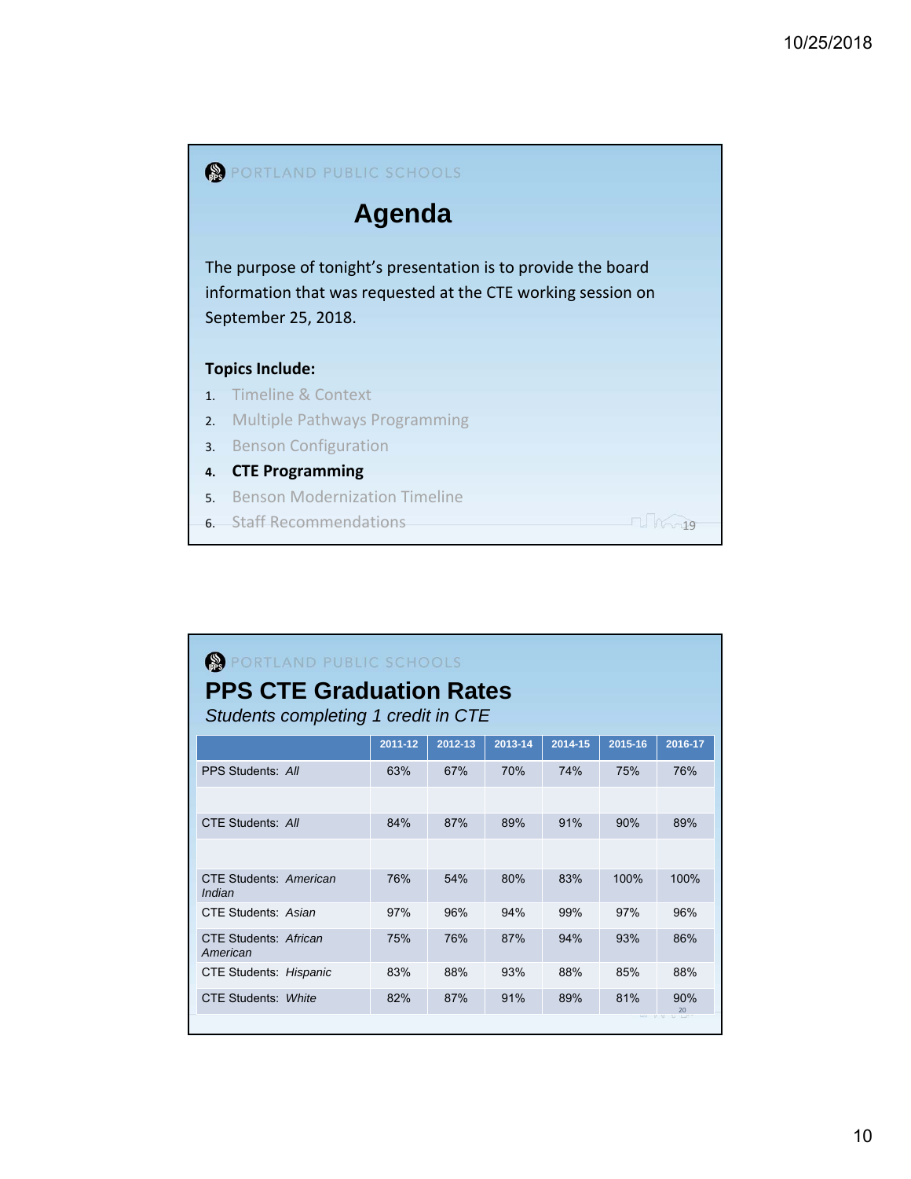PORTLAND PUBLIC SCHOOLS

# Agenda

The purpose of tonight's presentation is to provide the board information that was requested at the CTE working session on September 25, 2018.

**Topics Include:**

1. Timeline & Context
2. Multiple Pathways Programming
3. Benson Configuration
4. **CTE Programming**
5. Benson Modernization Timeline
6. Staff Recommendations

PORTLAND PUBLIC SCHOOLS

# PPS CTE Graduation Rates

*Students completing 1 credit in CTE*

| | 2011-12 | 2012-13 | 2013-14 | 2014-15 | 2015-16 | 2016-17 |
|---|---|---|---|---|---|---|
| PPS Students: *All* | 63% | 67% | 70% | 74% | 75% | 76% |
| | | | | | | |
| CTE Students: *All* | 84% | 87% | 89% | 91% | 90% | 89% |
| | | | | | | |
| CTE Students: *American Indian* | 76% | 54% | 80% | 83% | 100% | 100% |
| CTE Students: *Asian* | 97% | 96% | 94% | 99% | 97% | 96% |
| CTE Students: *African American* | 75% | 76% | 87% | 94% | 93% | 86% |
| CTE Students: *Hispanic* | 83% | 88% | 93% | 88% | 85% | 88% |
| CTE Students: *White* | 82% | 87% | 91% | 89% | 81% | 90% |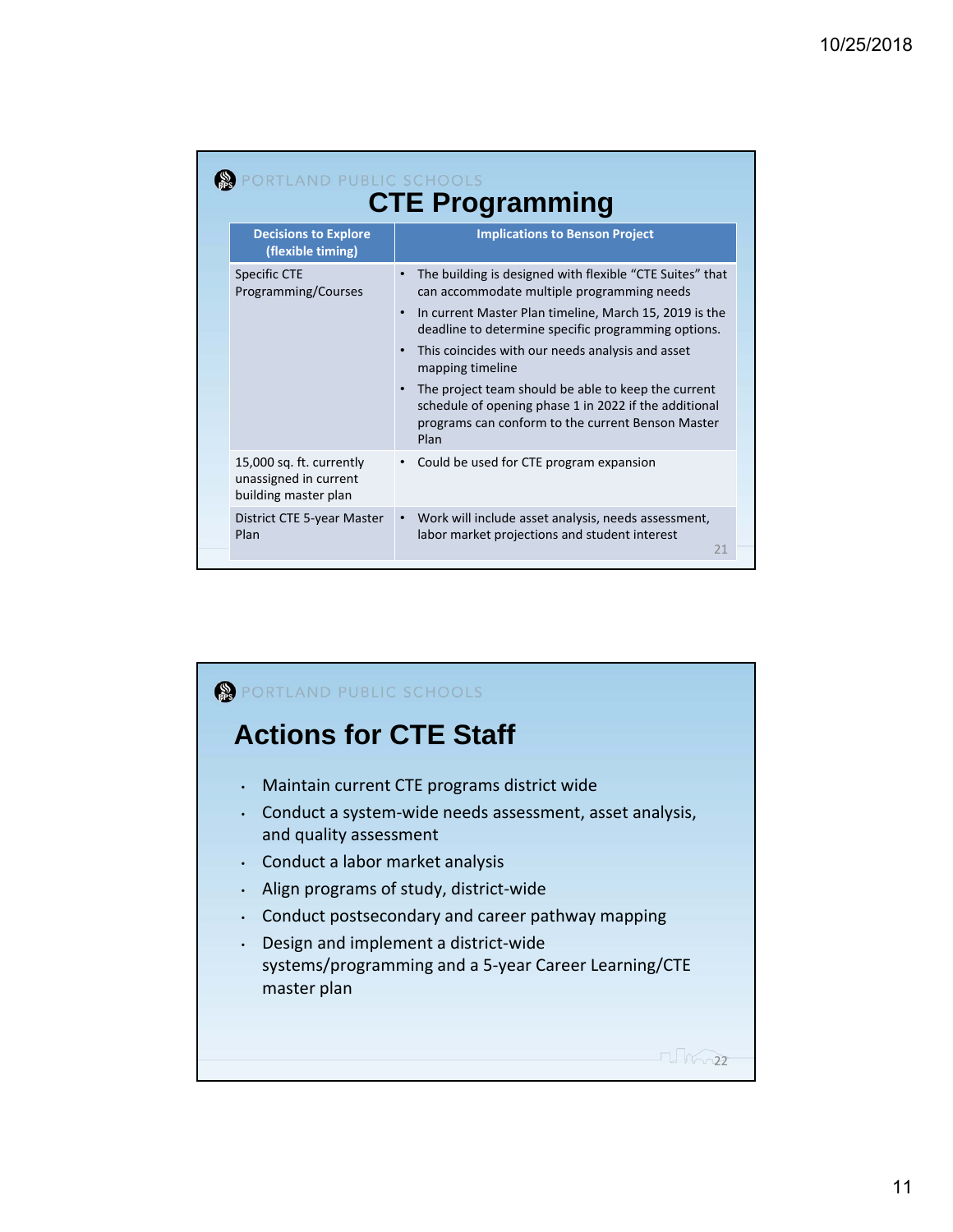PORTLAND PUBLIC SCHOOLS

# CTE Programming

| Decisions to Explore (flexible timing) | Implications to Benson Project |
| --- | --- |
| Specific CTE Programming/Courses | • The building is designed with flexible "CTE Suites" that can accommodate multiple programming needs<br>• In current Master Plan timeline, March 15, 2019 is the deadline to determine specific programming options.<br>• This coincides with our needs analysis and asset mapping timeline<br>• The project team should be able to keep the current schedule of opening phase 1 in 2022 if the additional programs can conform to the current Benson Master Plan |
| 15,000 sq. ft. currently unassigned in current building master plan | • Could be used for CTE program expansion |
| District CTE 5-year Master Plan | • Work will include asset analysis, needs assessment, labor market projections and student interest |

PORTLAND PUBLIC SCHOOLS

# Actions for CTE Staff

- Maintain current CTE programs district wide
- Conduct a system-wide needs assessment, asset analysis, and quality assessment
- Conduct a labor market analysis
- Align programs of study, district-wide
- Conduct postsecondary and career pathway mapping
- Design and implement a district-wide systems/programming and a 5-year Career Learning/CTE master plan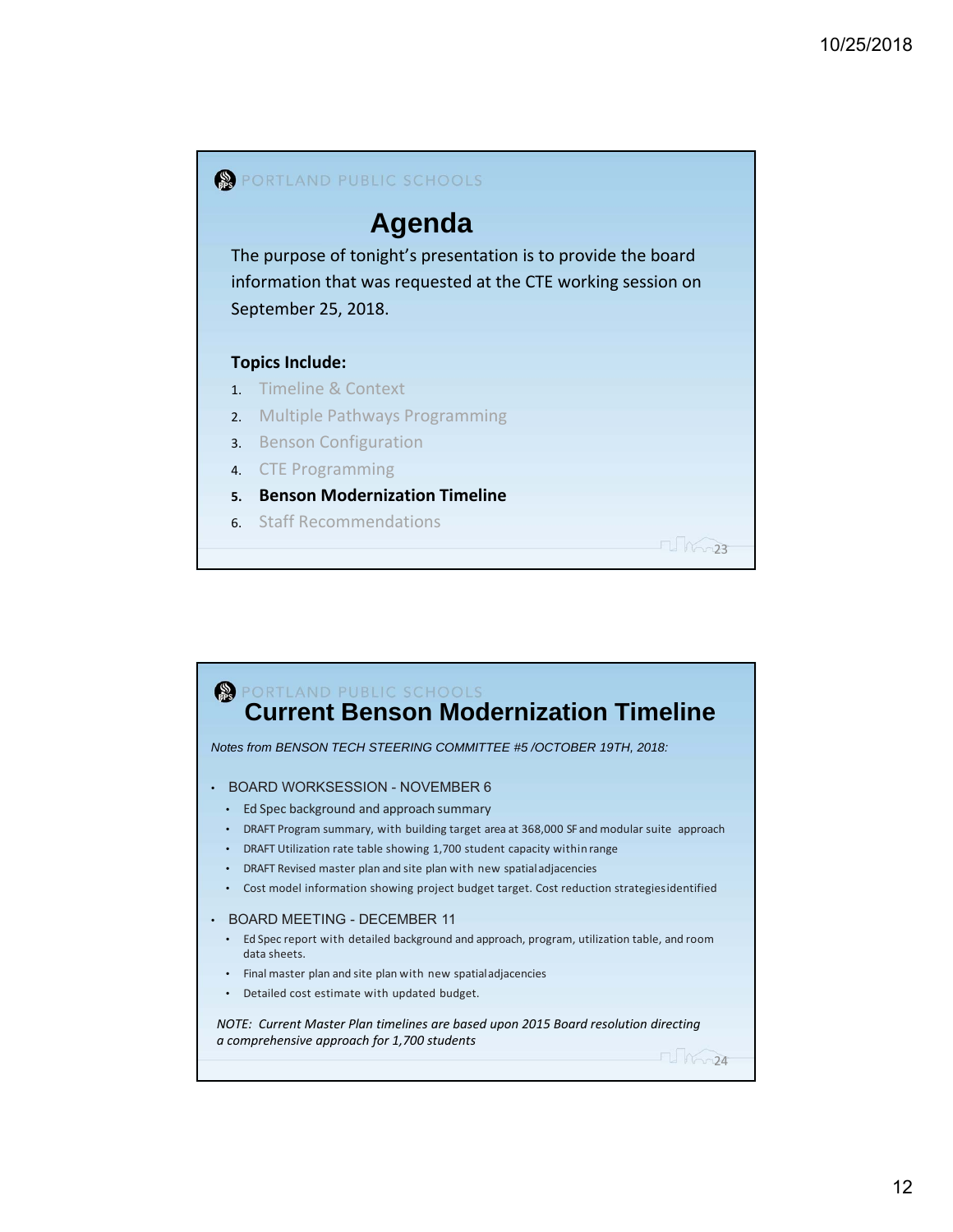PORTLAND PUBLIC SCHOOLS

# Agenda

The purpose of tonight's presentation is to provide the board information that was requested at the CTE working session on September 25, 2018.

**Topics Include:**

1. Timeline & Context
2. Multiple Pathways Programming
3. Benson Configuration
4. CTE Programming
5. **Benson Modernization Timeline**
6. Staff Recommendations

PORTLAND PUBLIC SCHOOLS

# Current Benson Modernization Timeline

*Notes from BENSON TECH STEERING COMMITTEE #5 /OCTOBER 19TH, 2018:*

- BOARD WORKSESSION - NOVEMBER 6
  - Ed Spec background and approach summary
  - DRAFT Program summary, with building target area at 368,000 SF and modular suite approach
  - DRAFT Utilization rate table showing 1,700 student capacity within range
  - DRAFT Revised master plan and site plan with new spatial adjacencies
  - Cost model information showing project budget target. Cost reduction strategies identified
- BOARD MEETING - DECEMBER 11
  - Ed Spec report with detailed background and approach, program, utilization table, and room data sheets.
  - Final master plan and site plan with new spatial adjacencies
  - Detailed cost estimate with updated budget.

*NOTE: Current Master Plan timelines are based upon 2015 Board resolution directing a comprehensive approach for 1,700 students*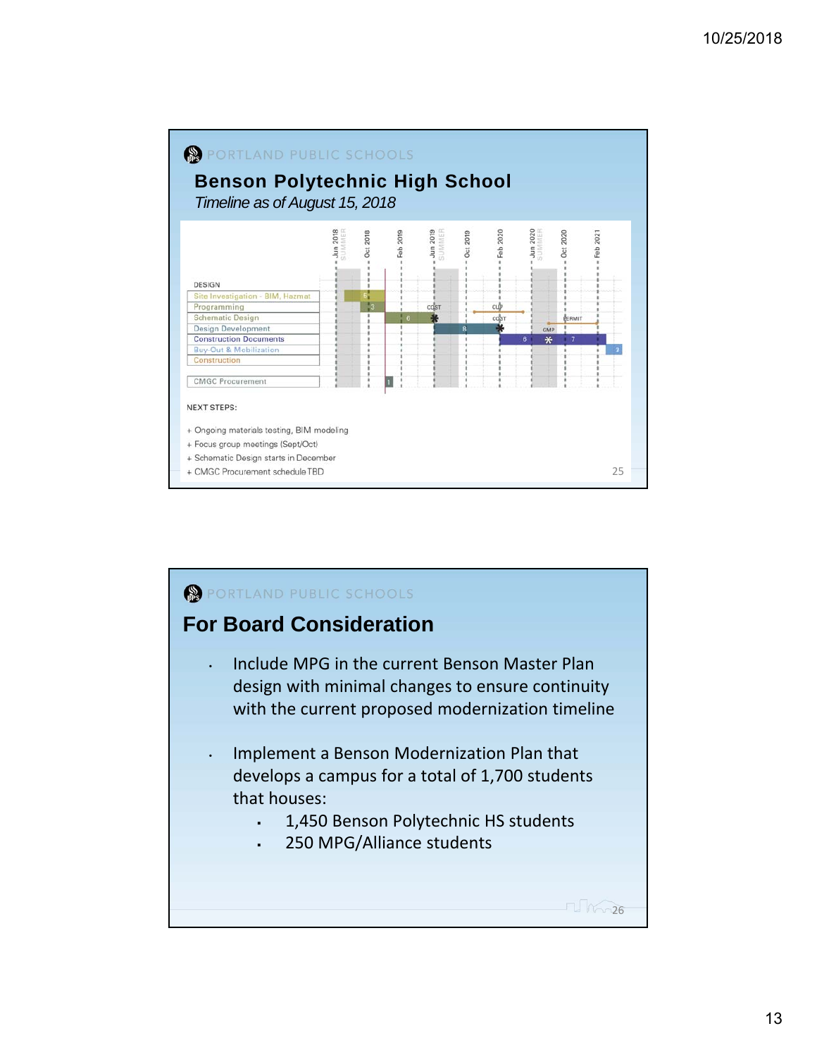PORTLAND PUBLIC SCHOOLS

## Benson Polytechnic High School

*Timeline as of August 15, 2018*

| DESIGN | Jun 2018 (SUMMER) | Oct 2018 | Feb 2019 | Jun 2019 (SUMMER) | Oct 2019 | Feb 2020 | Jun 2020 (SUMMER) | Oct 2020 | Feb 2021 |
|---|---|---|---|---|---|---|---|---|---|
| Site Investigation - BIM, Hazmat | 5 | | | | | | | | |
| Programming | | 3 | | COST | | CUP | | | |
| Schematic Design | | | 6 | * | | COST | | PERMIT | |
| Design Development | | | | 8 | | * | GMP | | |
| Construction Documents | | | | | | 6 | * | 7 | |
| Buy-Out & Mobilization | | | | | | | | | 3 |
| Construction | | | | | | | | | |
| CMGC Procurement | | | 1 | | | | | | |

NEXT STEPS:

+ Ongoing materials testing, BIM modeling
+ Focus group meetings (Sept/Oct)
+ Schematic Design starts in December
+ CMGC Procurement schedule TBD

PORTLAND PUBLIC SCHOOLS

## For Board Consideration

- Include MPG in the current Benson Master Plan design with minimal changes to ensure continuity with the current proposed modernization timeline
- Implement a Benson Modernization Plan that develops a campus for a total of 1,700 students that houses:
  - 1,450 Benson Polytechnic HS students
  - 250 MPG/Alliance students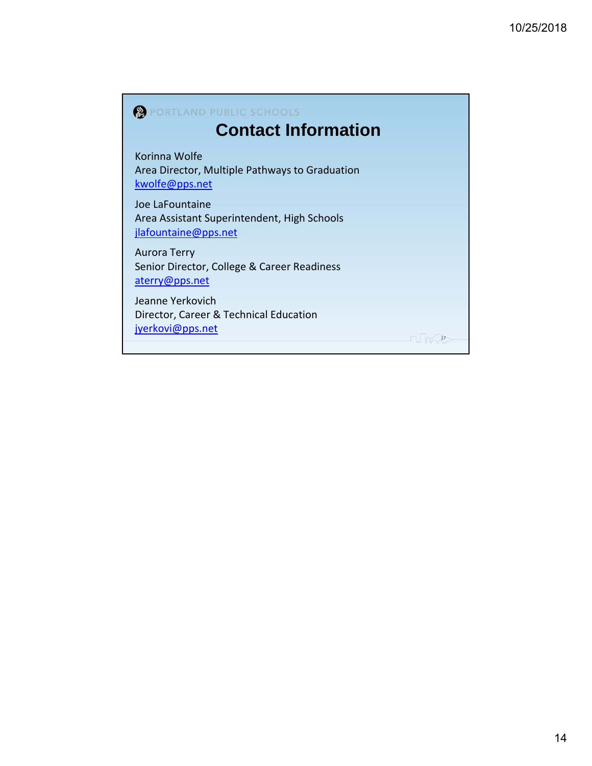PORTLAND PUBLIC SCHOOLS

# Contact Information

Korinna Wolfe
Area Director, Multiple Pathways to Graduation
kwolfe@pps.net

Joe LaFountaine
Area Assistant Superintendent, High Schools
jlafountaine@pps.net

Aurora Terry
Senior Director, College & Career Readiness
aterry@pps.net

Jeanne Yerkovich
Director, Career & Technical Education
jyerkovi@pps.net